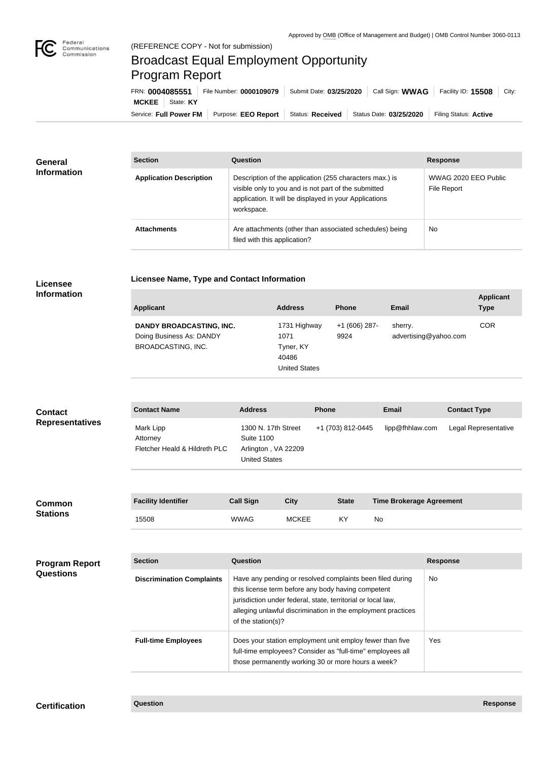Approved by OMB (Office of Management and Budget) | OMB Control Number 3060-0113

(REFERENCE COPY - Not for submission)

# Broadcast Equal Employment Opportunity Program Report

FRN: **0004085551** | File Number: **0000109079** | Submit Date: **03/25/2020** | Call Sign: **WWAG** | Facility ID: **15508** | City: **MCKEE** | State: **KY**

Service: **Full Power FM** | Purpose: **EEO Report** | Status: **Received** | Status Date: **03/25/2020** | Filing Status: **Active**

## General Information

| Section | Question | Response |
| --- | --- | --- |
| **Application Description** | Description of the application (255 characters max.) is visible only to you and is not part of the submitted application. It will be displayed in your Applications workspace. | WWAG 2020 EEO Public File Report |
| **Attachments** | Are attachments (other than associated schedules) being filed with this application? | No |

## Licensee Information

### Licensee Name, Type and Contact Information

| Applicant | Address | Phone | Email | Applicant Type |
| --- | --- | --- | --- | --- |
| **DANDY BROADCASTING, INC.** Doing Business As: DANDY BROADCASTING, INC. | 1731 Highway 1071 Tyner, KY 40486 United States | +1 (606) 287-9924 | sherry.advertising@yahoo.com | COR |

## Contact Representatives

| Contact Name | Address | Phone | Email | Contact Type |
| --- | --- | --- | --- | --- |
| Mark Lipp Attorney Fletcher Heald & Hildreth PLC | 1300 N. 17th Street Suite 1100 Arlington , VA 22209 United States | +1 (703) 812-0445 | lipp@fhhlaw.com | Legal Representative |

## Common Stations

| Facility Identifier | Call Sign | City | State | Time Brokerage Agreement |
| --- | --- | --- | --- | --- |
| 15508 | WWAG | MCKEE | KY | No |

## Program Report Questions

| Section | Question | Response |
| --- | --- | --- |
| **Discrimination Complaints** | Have any pending or resolved complaints been filed during this license term before any body having competent jurisdiction under federal, state, territorial or local law, alleging unlawful discrimination in the employment practices of the station(s)? | No |
| **Full-time Employees** | Does your station employment unit employ fewer than five full-time employees? Consider as "full-time" employees all those permanently working 30 or more hours a week? | Yes |

## Certification

| Question | Response |
| --- | --- |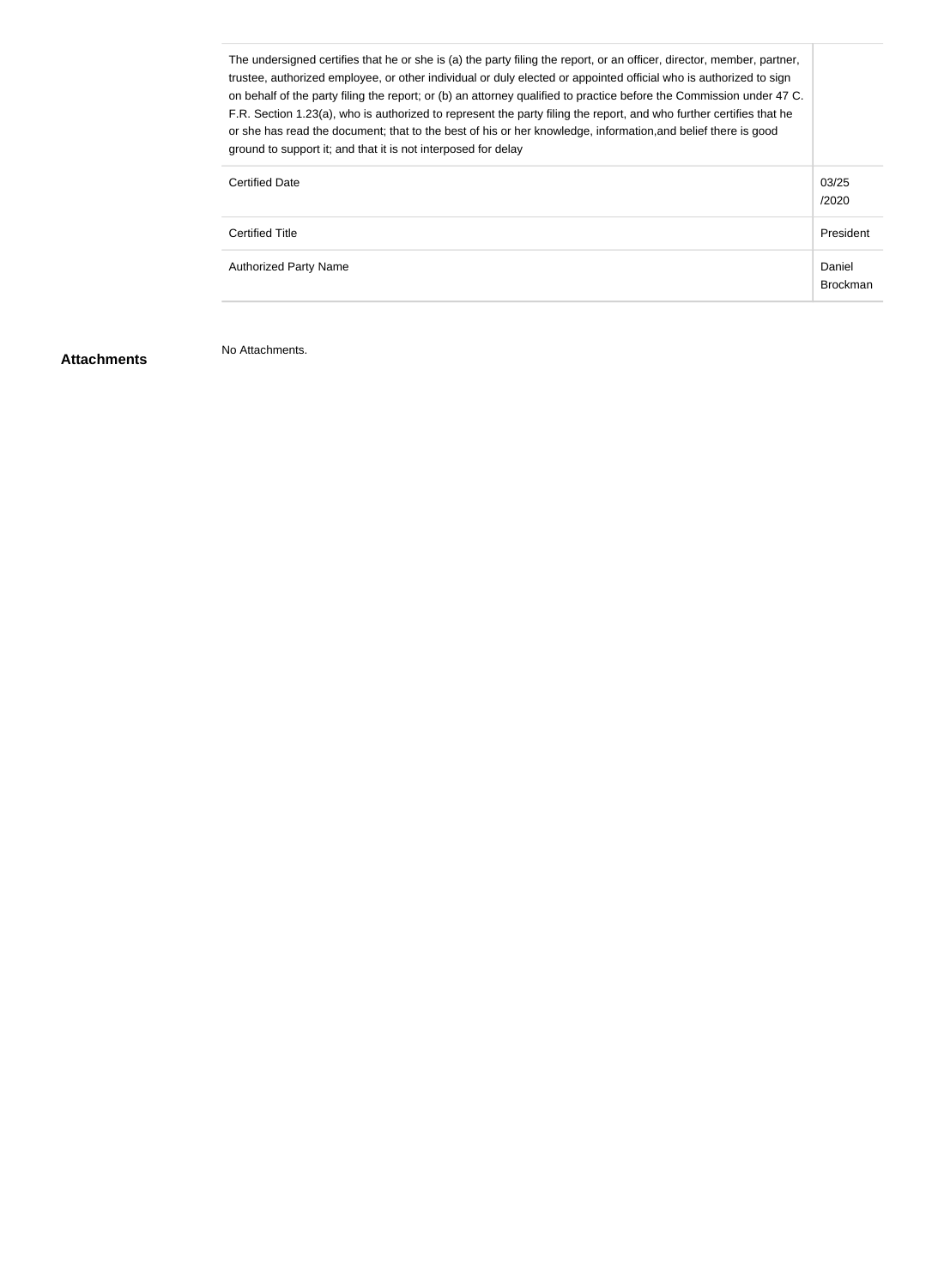| | |
|---|---|
| The undersigned certifies that he or she is (a) the party filing the report, or an officer, director, member, partner, trustee, authorized employee, or other individual or duly elected or appointed official who is authorized to sign on behalf of the party filing the report; or (b) an attorney qualified to practice before the Commission under 47 C.F.R. Section 1.23(a), who is authorized to represent the party filing the report, and who further certifies that he or she has read the document; that to the best of his or her knowledge, information,and belief there is good ground to support it; and that it is not interposed for delay | |
| Certified Date | 03/25/2020 |
| Certified Title | President |
| Authorized Party Name | Daniel Brockman |

**Attachments**

No Attachments.